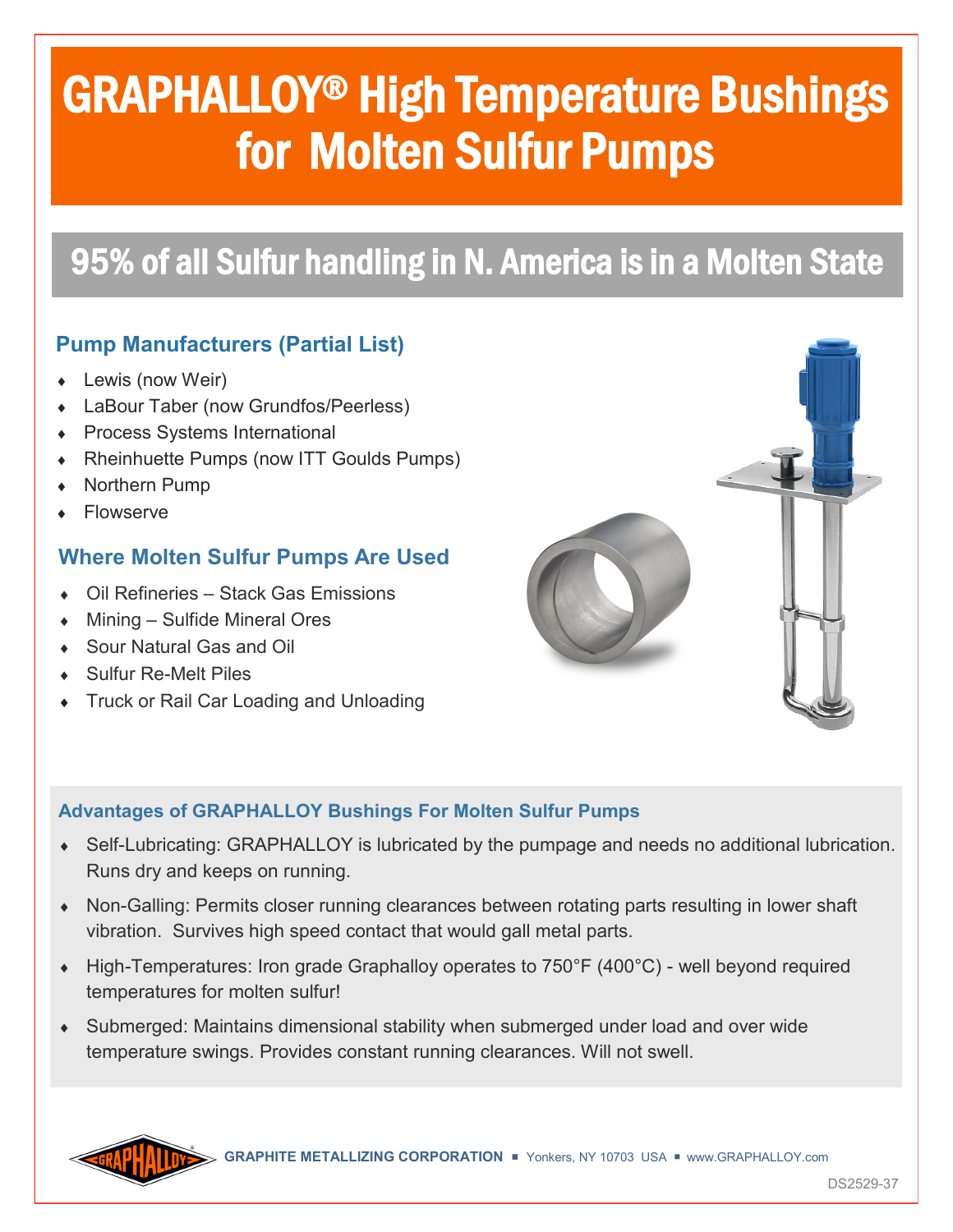# GRAPHALLOY® High Temperature Bushings for Molten Sulfur Pumps

## 95% of all Sulfur handling in N. America is in a Molten State

### Pump Manufacturers (Partial List)

- Lewis (now Weir)
- LaBour Taber (now Grundfos/Peerless)
- Process Systems International
- Rheinhuette Pumps (now ITT Goulds Pumps)
- Northern Pump
- Flowserve

### Where Molten Sulfur Pumps Are Used

- Oil Refineries – Stack Gas Emissions
- Mining – Sulfide Mineral Ores
- Sour Natural Gas and Oil
- Sulfur Re-Melt Piles
- Truck or Rail Car Loading and Unloading

### Advantages of GRAPHALLOY Bushings For Molten Sulfur Pumps

- Self-Lubricating: GRAPHALLOY is lubricated by the pumpage and needs no additional lubrication. Runs dry and keeps on running.
- Non-Galling: Permits closer running clearances between rotating parts resulting in lower shaft vibration. Survives high speed contact that would gall metal parts.
- High-Temperatures: Iron grade Graphalloy operates to 750°F (400°C) - well beyond required temperatures for molten sulfur!
- Submerged: Maintains dimensional stability when submerged under load and over wide temperature swings. Provides constant running clearances. Will not swell.

**GRAPHITE METALLIZING CORPORATION** ▪ Yonkers, NY 10703 USA ▪ www.GRAPHALLOY.com

DS2529-37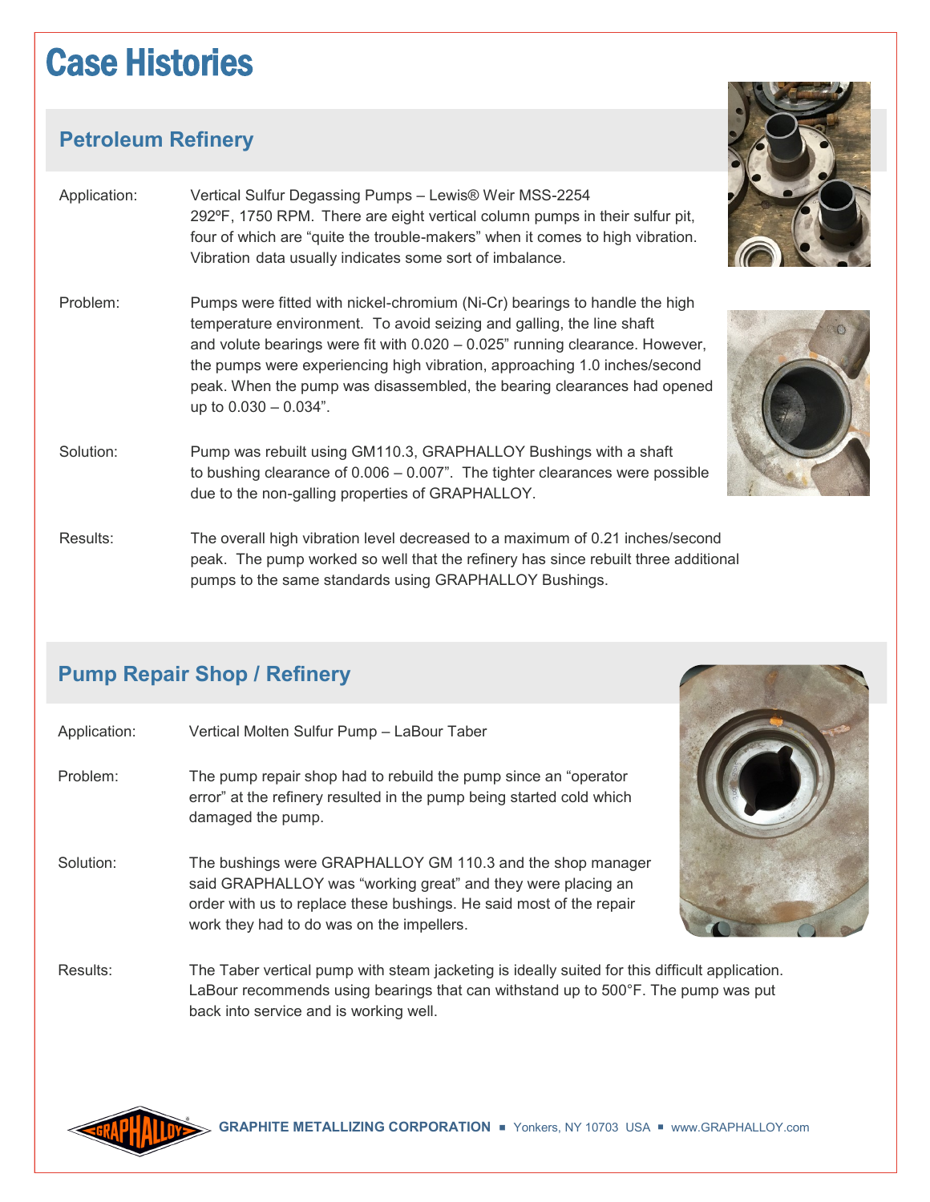# Case Histories

## Petroleum Refinery

Application: Vertical Sulfur Degassing Pumps – Lewis® Weir MSS-2254
292ºF, 1750 RPM. There are eight vertical column pumps in their sulfur pit, four of which are "quite the trouble-makers" when it comes to high vibration. Vibration data usually indicates some sort of imbalance.

Problem: Pumps were fitted with nickel-chromium (Ni-Cr) bearings to handle the high temperature environment. To avoid seizing and galling, the line shaft and volute bearings were fit with 0.020 – 0.025" running clearance. However, the pumps were experiencing high vibration, approaching 1.0 inches/second peak. When the pump was disassembled, the bearing clearances had opened up to 0.030 – 0.034".

Solution: Pump was rebuilt using GM110.3, GRAPHALLOY Bushings with a shaft to bushing clearance of 0.006 – 0.007". The tighter clearances were possible due to the non-galling properties of GRAPHALLOY.

Results: The overall high vibration level decreased to a maximum of 0.21 inches/second peak. The pump worked so well that the refinery has since rebuilt three additional pumps to the same standards using GRAPHALLOY Bushings.

## Pump Repair Shop / Refinery

Application: Vertical Molten Sulfur Pump – LaBour Taber

Problem: The pump repair shop had to rebuild the pump since an "operator error" at the refinery resulted in the pump being started cold which damaged the pump.

Solution: The bushings were GRAPHALLOY GM 110.3 and the shop manager said GRAPHALLOY was "working great" and they were placing an order with us to replace these bushings. He said most of the repair work they had to do was on the impellers.

Results: The Taber vertical pump with steam jacketing is ideally suited for this difficult application. LaBour recommends using bearings that can withstand up to 500°F. The pump was put back into service and is working well.

**GRAPHITE METALLIZING CORPORATION** ▪ Yonkers, NY 10703 USA ▪ www.GRAPHALLOY.com